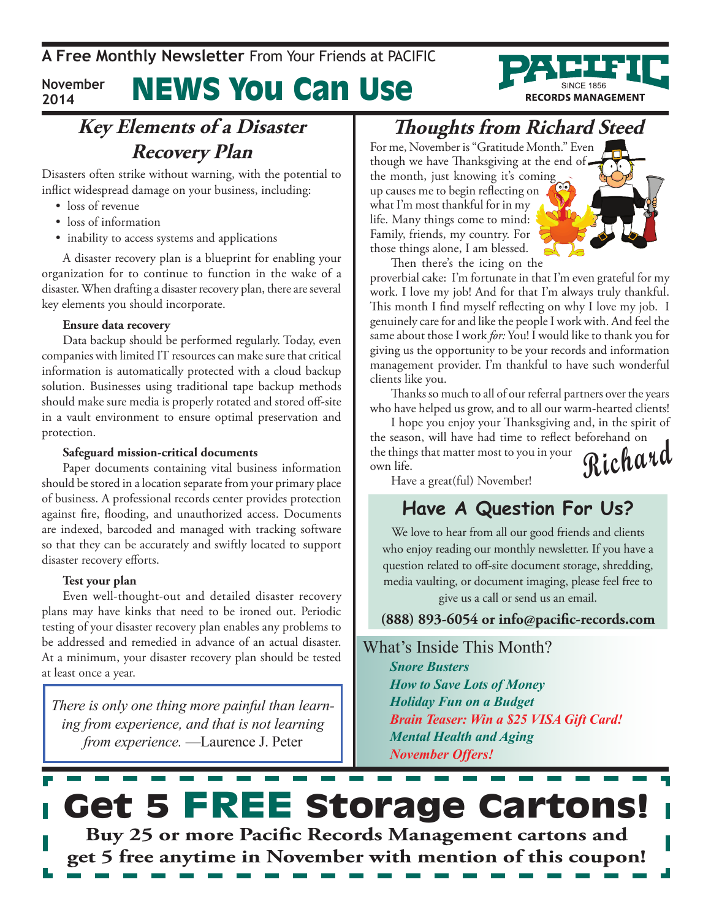A Free Monthly Newsletter From Your Friends at PACIFIC

November 2014

# NEWS You Can Use

PACIFIC SINCE 1856 RECORDS MANAGEMENT

## Key Elements of a Disaster Recovery Plan

Disasters often strike without warning, with the potential to inflict widespread damage on your business, including:

- loss of revenue
- loss of information
- inability to access systems and applications

A disaster recovery plan is a blueprint for enabling your organization for to continue to function in the wake of a disaster. When drafting a disaster recovery plan, there are several key elements you should incorporate.

**Ensure data recovery**

Data backup should be performed regularly. Today, even companies with limited IT resources can make sure that critical information is automatically protected with a cloud backup solution. Businesses using traditional tape backup methods should make sure media is properly rotated and stored off-site in a vault environment to ensure optimal preservation and protection.

**Safeguard mission-critical documents**

Paper documents containing vital business information should be stored in a location separate from your primary place of business. A professional records center provides protection against fire, flooding, and unauthorized access. Documents are indexed, barcoded and managed with tracking software so that they can be accurately and swiftly located to support disaster recovery efforts.

**Test your plan**

Even well-thought-out and detailed disaster recovery plans may have kinks that need to be ironed out. Periodic testing of your disaster recovery plan enables any problems to be addressed and remedied in advance of an actual disaster. At a minimum, your disaster recovery plan should be tested at least once a year.

> *There is only one thing more painful than learning from experience, and that is not learning from experience.* —Laurence J. Peter

## Thoughts from Richard Steed

For me, November is "Gratitude Month." Even though we have Thanksgiving at the end of the month, just knowing it's coming up causes me to begin reflecting on what I'm most thankful for in my life. Many things come to mind: Family, friends, my country. For those things alone, I am blessed.

Then there's the icing on the proverbial cake: I'm fortunate in that I'm even grateful for my work. I love my job! And for that I'm always truly thankful. This month I find myself reflecting on why I love my job. I genuinely care for and like the people I work with. And feel the same about those I work *for:* You! I would like to thank you for giving us the opportunity to be your records and information management provider. I'm thankful to have such wonderful clients like you.

Thanks so much to all of our referral partners over the years who have helped us grow, and to all our warm-hearted clients!

I hope you enjoy your Thanksgiving and, in the spirit of the season, will have had time to reflect beforehand on the things that matter most to you in your own life.

Have a great(ful) November!

Richard

## Have A Question For Us?

We love to hear from all our good friends and clients who enjoy reading our monthly newsletter. If you have a question related to off-site document storage, shredding, media vaulting, or document imaging, please feel free to give us a call or send us an email.

**(888) 893-6054 or info@pacific-records.com**

What's Inside This Month?

- ***Snore Busters***
- ***How to Save Lots of Money***
- ***Holiday Fun on a Budget***
- ***Brain Teaser: Win a $25 VISA Gift Card!***
- ***Mental Health and Aging***
- ***November Offers!***

# Get 5 FREE Storage Cartons!

**Buy 25 or more Pacific Records Management cartons and get 5 free anytime in November with mention of this coupon!**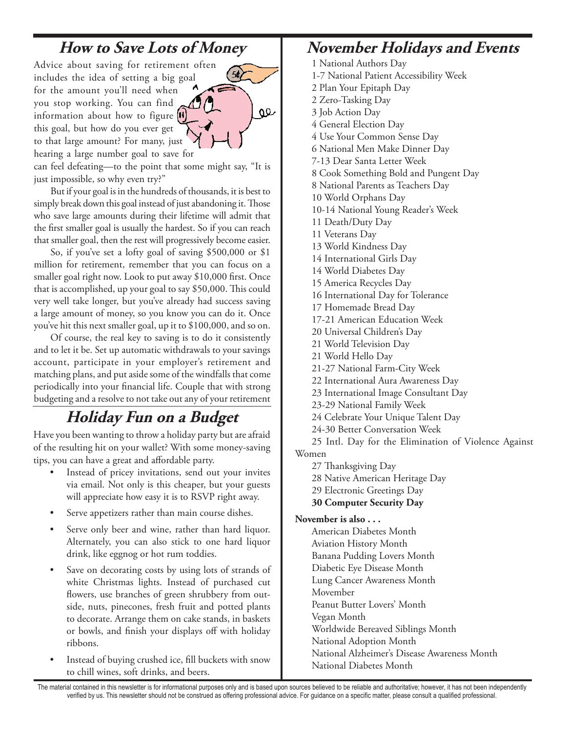## *How to Save Lots of Money*

Advice about saving for retirement often includes the idea of setting a big goal for the amount you'll need when you stop working. You can find information about how to figure this goal, but how do you ever get to that large amount? For many, just hearing a large number goal to save for can feel defeating—to the point that some might say, "It is just impossible, so why even try?"

But if your goal is in the hundreds of thousands, it is best to simply break down this goal instead of just abandoning it. Those who save large amounts during their lifetime will admit that the first smaller goal is usually the hardest. So if you can reach that smaller goal, then the rest will progressively become easier.

So, if you've set a lofty goal of saving $500,000 or $1 million for retirement, remember that you can focus on a smaller goal right now. Look to put away $10,000 first. Once that is accomplished, up your goal to say $50,000. This could very well take longer, but you've already had success saving a large amount of money, so you know you can do it. Once you've hit this next smaller goal, up it to $100,000, and so on.

Of course, the real key to saving is to do it consistently and to let it be. Set up automatic withdrawals to your savings account, participate in your employer's retirement and matching plans, and put aside some of the windfalls that come periodically into your financial life. Couple that with strong budgeting and a resolve to not take out any of your retirement

## *Holiday Fun on a Budget*

Have you been wanting to throw a holiday party but are afraid of the resulting hit on your wallet? With some money-saving tips, you can have a great and affordable party.

- Instead of pricey invitations, send out your invites via email. Not only is this cheaper, but your guests will appreciate how easy it is to RSVP right away.
- Serve appetizers rather than main course dishes.
- Serve only beer and wine, rather than hard liquor. Alternately, you can also stick to one hard liquor drink, like eggnog or hot rum toddies.
- Save on decorating costs by using lots of strands of white Christmas lights. Instead of purchased cut flowers, use branches of green shrubbery from outside, nuts, pinecones, fresh fruit and potted plants to decorate. Arrange them on cake stands, in baskets or bowls, and finish your displays off with holiday ribbons.
- Instead of buying crushed ice, fill buckets with snow to chill wines, soft drinks, and beers.

## *November Holidays and Events*

1 National Authors Day
1-7 National Patient Accessibility Week
2 Plan Your Epitaph Day
2 Zero-Tasking Day
3 Job Action Day
4 General Election Day
4 Use Your Common Sense Day
6 National Men Make Dinner Day
7-13 Dear Santa Letter Week
8 Cook Something Bold and Pungent Day
8 National Parents as Teachers Day
10 World Orphans Day
10-14 National Young Reader's Week
11 Death/Duty Day
11 Veterans Day
13 World Kindness Day
14 International Girls Day
14 World Diabetes Day
15 America Recycles Day
16 International Day for Tolerance
17 Homemade Bread Day
17-21 American Education Week
20 Universal Children's Day
21 World Television Day
21 World Hello Day
21-27 National Farm-City Week
22 International Aura Awareness Day
23 International Image Consultant Day
23-29 National Family Week
24 Celebrate Your Unique Talent Day
24-30 Better Conversation Week
25 Intl. Day for the Elimination of Violence Against Women
27 Thanksgiving Day
28 Native American Heritage Day
29 Electronic Greetings Day
**30 Computer Security Day**

**November is also . . .**

American Diabetes Month
Aviation History Month
Banana Pudding Lovers Month
Diabetic Eye Disease Month
Lung Cancer Awareness Month
Movember
Peanut Butter Lovers' Month
Vegan Month
Worldwide Bereaved Siblings Month
National Adoption Month
National Alzheimer's Disease Awareness Month
National Diabetes Month

The material contained in this newsletter is for informational purposes only and is based upon sources believed to be reliable and authoritative; however, it has not been independently verified by us. This newsletter should not be construed as offering professional advice. For guidance on a specific matter, please consult a qualified professional.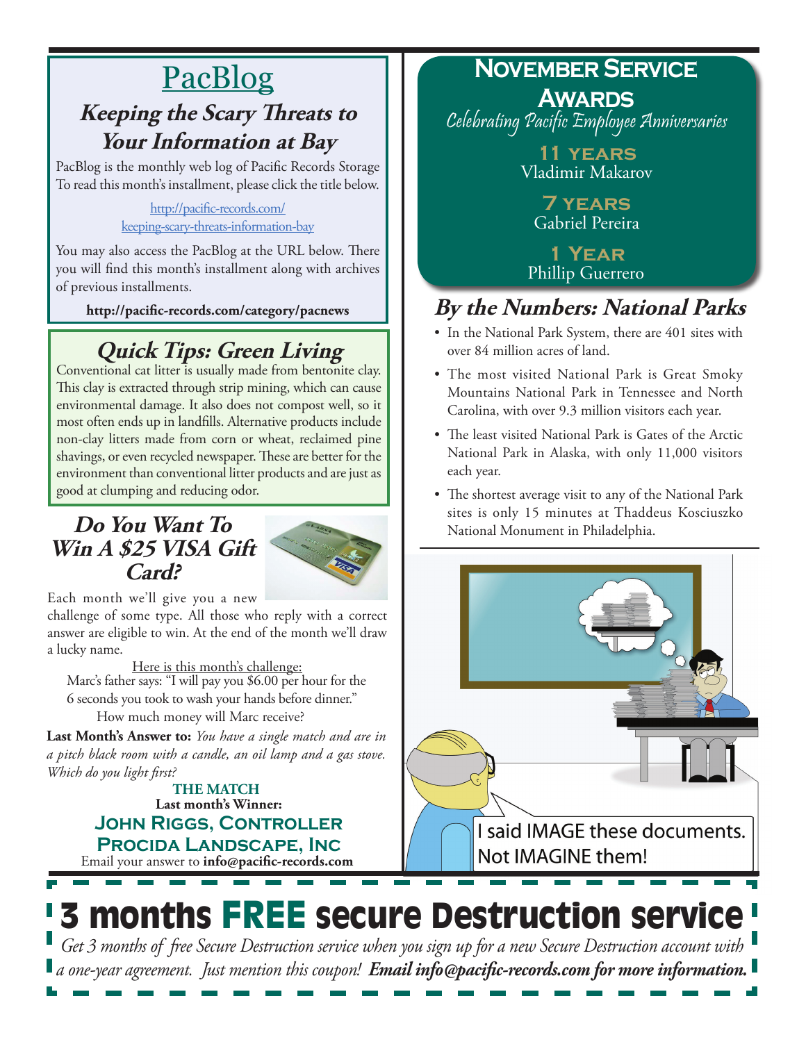## PacBlog

### *Keeping the Scary Threats to Your Information at Bay*

PacBlog is the monthly web log of Pacific Records Storage To read this month's installment, please click the title below.

http://pacific-records.com/keeping-scary-threats-information-bay

You may also access the PacBlog at the URL below. There you will find this month's installment along with archives of previous installments.

**http://pacific-records.com/category/pacnews**

## *Quick Tips: Green Living*

Conventional cat litter is usually made from bentonite clay. This clay is extracted through strip mining, which can cause environmental damage. It also does not compost well, so it most often ends up in landfills. Alternative products include non-clay litters made from corn or wheat, reclaimed pine shavings, or even recycled newspaper. These are better for the environment than conventional litter products and are just as good at clumping and reducing odor.

## *Do You Want To Win A $25 VISA Gift Card?*

Each month we'll give you a new challenge of some type. All those who reply with a correct answer are eligible to win. At the end of the month we'll draw a lucky name.

Here is this month's challenge:

Marc's father says: "I will pay you $6.00 per hour for the 6 seconds you took to wash your hands before dinner." How much money will Marc receive?

**Last Month's Answer to:** *You have a single match and are in a pitch black room with a candle, an oil lamp and a gas stove. Which do you light first?*

**THE MATCH**

**Last month's Winner:**

**John Riggs, Controller**
**Procida Landscape, Inc**

Email your answer to **info@pacific-records.com**

## November Service Awards

*Celebrating Pacific Employee Anniversaries*

**11 years**
Vladimir Makarov

**7 years**
Gabriel Pereira

**1 Year**
Phillip Guerrero

## *By the Numbers: National Parks*

- In the National Park System, there are 401 sites with over 84 million acres of land.
- The most visited National Park is Great Smoky Mountains National Park in Tennessee and North Carolina, with over 9.3 million visitors each year.
- The least visited National Park is Gates of the Arctic National Park in Alaska, with only 11,000 visitors each year.
- The shortest average visit to any of the National Park sites is only 15 minutes at Thaddeus Kosciuszko National Monument in Philadelphia.

I said IMAGE these documents. Not IMAGINE them!

# 3 months FREE secure Destruction service

*Get 3 months of free Secure Destruction service when you sign up for a new Secure Destruction account with a one-year agreement. Just mention this coupon!* ***Email info@pacific-records.com for more information.***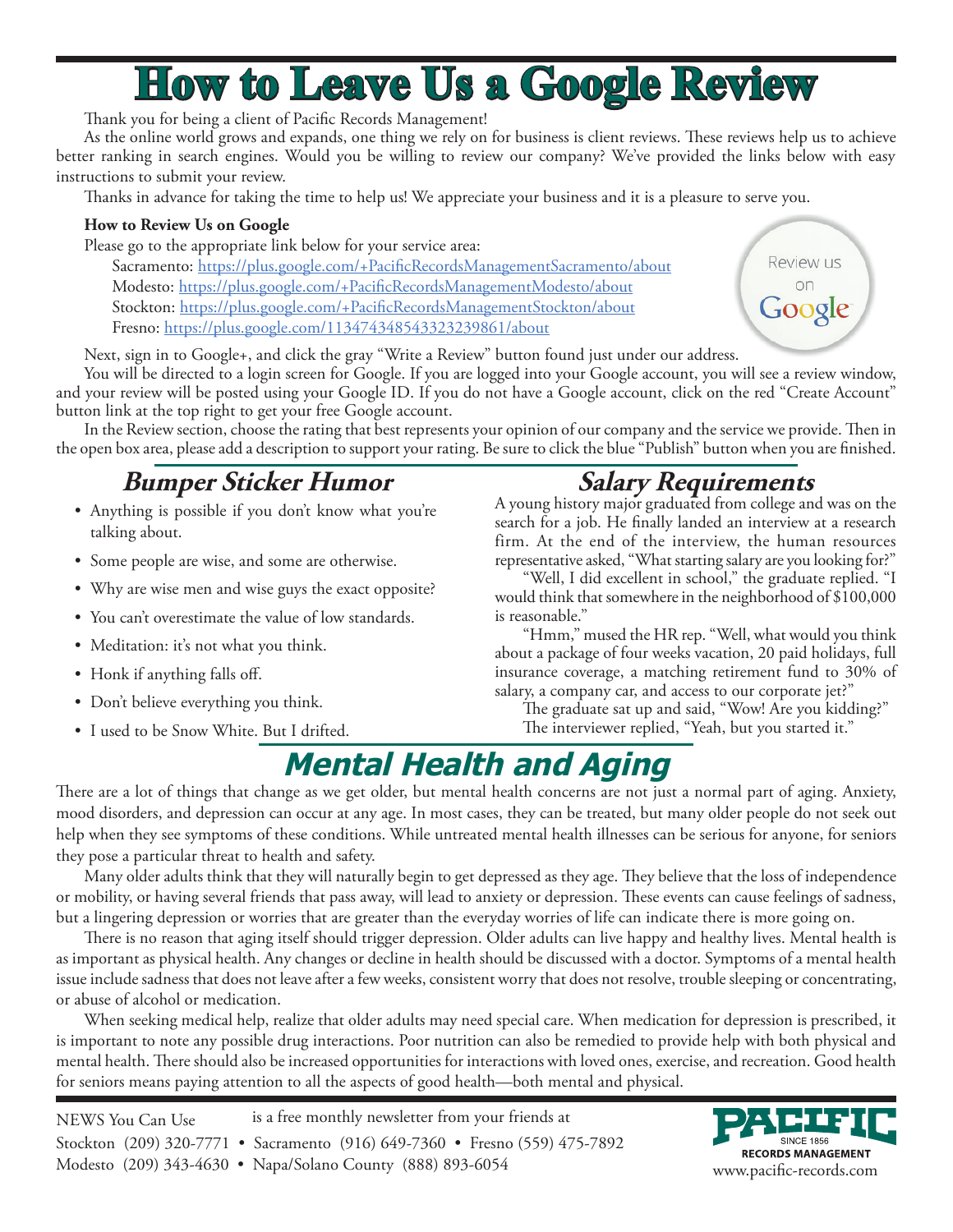# How to Leave Us a Google Review

Thank you for being a client of Pacific Records Management!

As the online world grows and expands, one thing we rely on for business is client reviews. These reviews help us to achieve better ranking in search engines. Would you be willing to review our company? We've provided the links below with easy instructions to submit your review.

Thanks in advance for taking the time to help us! We appreciate your business and it is a pleasure to serve you.

**How to Review Us on Google**

Please go to the appropriate link below for your service area:

Sacramento: https://plus.google.com/+PacificRecordsManagementSacramento/about
Modesto: https://plus.google.com/+PacificRecordsManagementModesto/about
Stockton: https://plus.google.com/+PacificRecordsManagementStockton/about
Fresno: https://plus.google.com/113474348543323239861/about

Review us on Google

Next, sign in to Google+, and click the gray "Write a Review" button found just under our address.

You will be directed to a login screen for Google. If you are logged into your Google account, you will see a review window, and your review will be posted using your Google ID. If you do not have a Google account, click on the red "Create Account" button link at the top right to get your free Google account.

In the Review section, choose the rating that best represents your opinion of our company and the service we provide. Then in the open box area, please add a description to support your rating. Be sure to click the blue "Publish" button when you are finished.

## Bumper Sticker Humor

- Anything is possible if you don't know what you're talking about.
- Some people are wise, and some are otherwise.
- Why are wise men and wise guys the exact opposite?
- You can't overestimate the value of low standards.
- Meditation: it's not what you think.
- Honk if anything falls off.
- Don't believe everything you think.
- I used to be Snow White. But I drifted.

## Salary Requirements

A young history major graduated from college and was on the search for a job. He finally landed an interview at a research firm. At the end of the interview, the human resources representative asked, "What starting salary are you looking for?"

"Well, I did excellent in school," the graduate replied. "I would think that somewhere in the neighborhood of $100,000 is reasonable."

"Hmm," mused the HR rep. "Well, what would you think about a package of four weeks vacation, 20 paid holidays, full insurance coverage, a matching retirement fund to 30% of salary, a company car, and access to our corporate jet?"

The graduate sat up and said, "Wow! Are you kidding?"

The interviewer replied, "Yeah, but you started it."

## Mental Health and Aging

There are a lot of things that change as we get older, but mental health concerns are not just a normal part of aging. Anxiety, mood disorders, and depression can occur at any age. In most cases, they can be treated, but many older people do not seek out help when they see symptoms of these conditions. While untreated mental health illnesses can be serious for anyone, for seniors they pose a particular threat to health and safety.

Many older adults think that they will naturally begin to get depressed as they age. They believe that the loss of independence or mobility, or having several friends that pass away, will lead to anxiety or depression. These events can cause feelings of sadness, but a lingering depression or worries that are greater than the everyday worries of life can indicate there is more going on.

There is no reason that aging itself should trigger depression. Older adults can live happy and healthy lives. Mental health is as important as physical health. Any changes or decline in health should be discussed with a doctor. Symptoms of a mental health issue include sadness that does not leave after a few weeks, consistent worry that does not resolve, trouble sleeping or concentrating, or abuse of alcohol or medication.

When seeking medical help, realize that older adults may need special care. When medication for depression is prescribed, it is important to note any possible drug interactions. Poor nutrition can also be remedied to provide help with both physical and mental health. There should also be increased opportunities for interactions with loved ones, exercise, and recreation. Good health for seniors means paying attention to all the aspects of good health—both mental and physical.

NEWS You Can Use is a free monthly newsletter from your friends at

Stockton (209) 320-7771 • Sacramento (916) 649-7360 • Fresno (559) 475-7892
Modesto (209) 343-4630 • Napa/Solano County (888) 893-6054

PACIFIC SINCE 1856 RECORDS MANAGEMENT
www.pacific-records.com